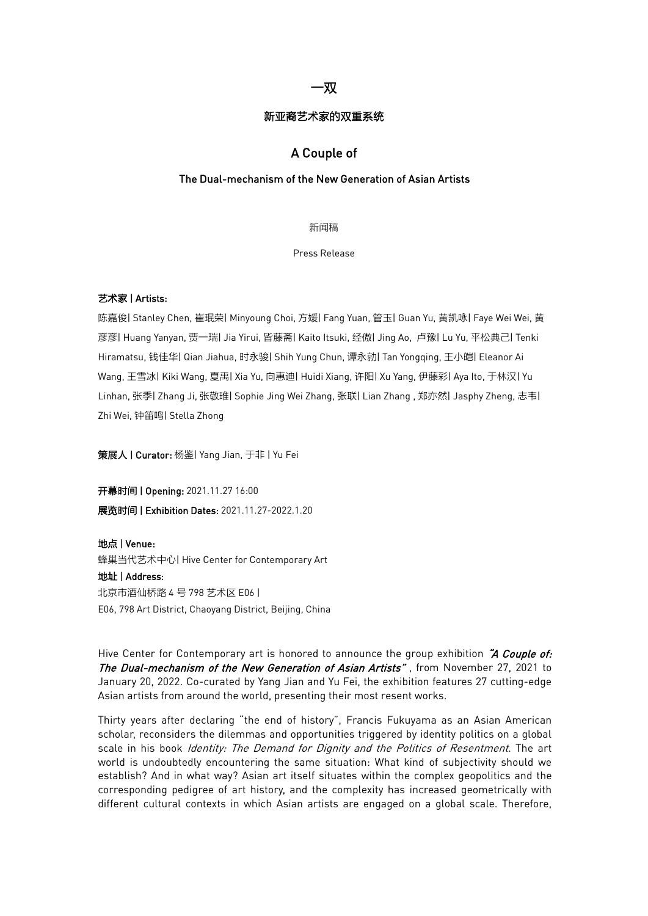# 一双

## 新亚裔艺术家的双重系统

# A Couple of

## The Dual-mechanism of the New Generation of Asian Artists

新闻稿

Press Release

**艺术家 | Artists:**

陈嘉俊| Stanley Chen, 崔珉荣| Minyoung Choi, 方媛| Fang Yuan, 管玉| Guan Yu, 黄凯咏| Faye Wei Wei, 黄彦彦| Huang Yanyan, 贾一瑞| Jia Yirui, 皆藤斋| Kaito Itsuki, 经傲| Jing Ao, 卢豫| Lu Yu, 平松典己| Tenki Hiramatsu, 钱佳华| Qian Jiahua, 时永骏| Shih Yung Chun, 谭永勍| Tan Yongqing, 王小晧| Eleanor Ai Wang, 王雪冰| Kiki Wang, 夏禹| Xia Yu, 向惠迪| Huidi Xiang, 许阳| Xu Yang, 伊藤彩| Aya Ito, 于林汉| Yu Linhan, 张季| Zhang Ji, 张敬琟| Sophie Jing Wei Zhang, 张联| Lian Zhang , 郑亦然| Jasphy Zheng, 志韦| Zhi Wei, 钟笛鸣| Stella Zhong

**策展人 | Curator:** 杨鉴| Yang Jian, 于非 | Yu Fei

**开幕时间 | Opening:** 2021.11.27 16:00

**展览时间 | Exhibition Dates:** 2021.11.27-2022.1.20

**地点 | Venue:**
蜂巢当代艺术中心| Hive Center for Contemporary Art

**地址 | Address:**
北京市酒仙桥路 4 号 798 艺术区 E06 |
E06, 798 Art District, Chaoyang District, Beijing, China

Hive Center for Contemporary art is honored to announce the group exhibition ***"A Couple of: The Dual-mechanism of the New Generation of Asian Artists"*** , from November 27, 2021 to January 20, 2022. Co-curated by Yang Jian and Yu Fei, the exhibition features 27 cutting-edge Asian artists from around the world, presenting their most resent works.

Thirty years after declaring "the end of history", Francis Fukuyama as an Asian American scholar, reconsiders the dilemmas and opportunities triggered by identity politics on a global scale in his book *Identity: The Demand for Dignity and the Politics of Resentment*. The art world is undoubtedly encountering the same situation: What kind of subjectivity should we establish? And in what way? Asian art itself situates within the complex geopolitics and the corresponding pedigree of art history, and the complexity has increased geometrically with different cultural contexts in which Asian artists are engaged on a global scale. Therefore,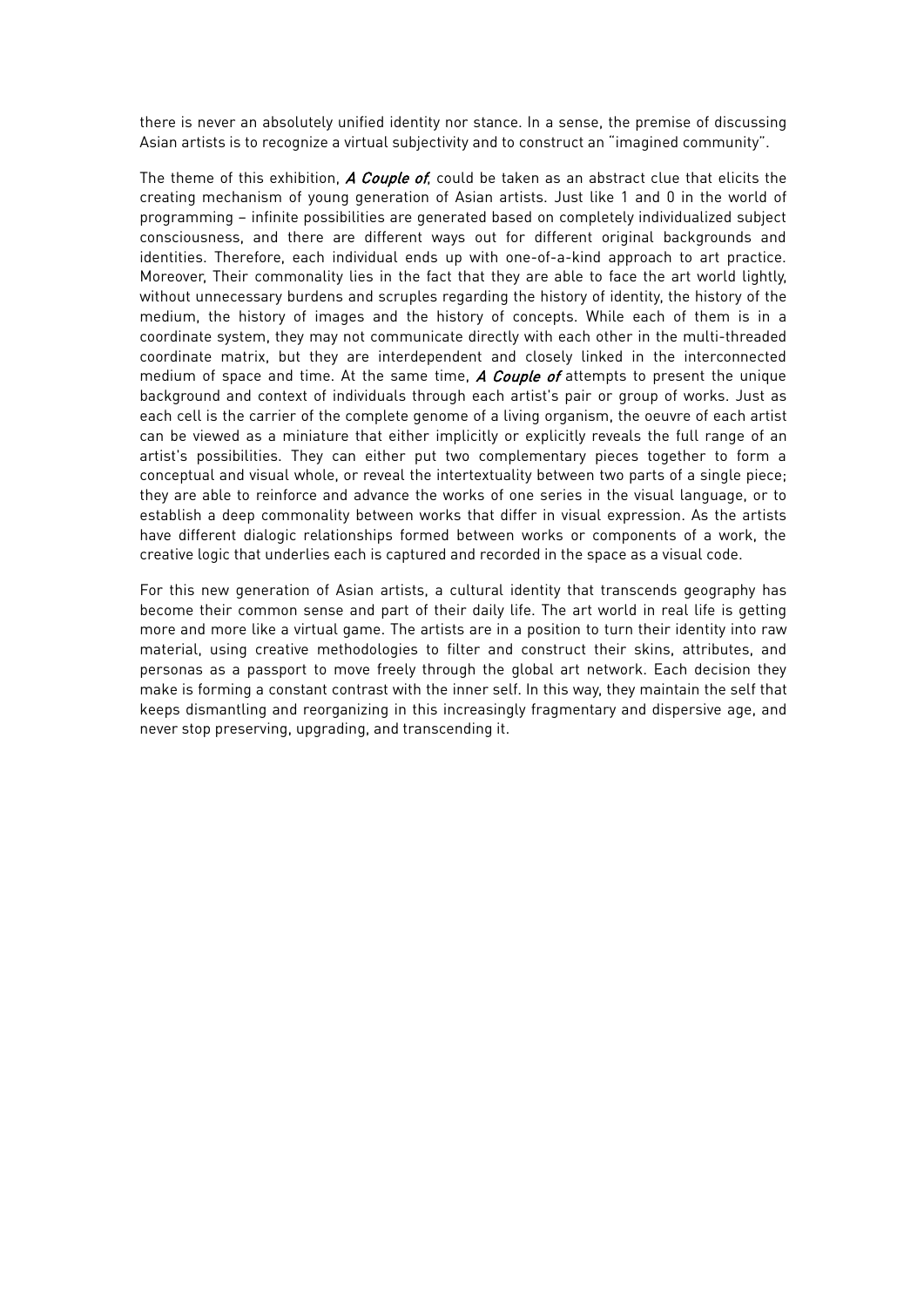there is never an absolutely unified identity nor stance. In a sense, the premise of discussing Asian artists is to recognize a virtual subjectivity and to construct an "imagined community".

The theme of this exhibition, ***A Couple of***, could be taken as an abstract clue that elicits the creating mechanism of young generation of Asian artists. Just like 1 and 0 in the world of programming – infinite possibilities are generated based on completely individualized subject consciousness, and there are different ways out for different original backgrounds and identities. Therefore, each individual ends up with one-of-a-kind approach to art practice. Moreover, Their commonality lies in the fact that they are able to face the art world lightly, without unnecessary burdens and scruples regarding the history of identity, the history of the medium, the history of images and the history of concepts. While each of them is in a coordinate system, they may not communicate directly with each other in the multi-threaded coordinate matrix, but they are interdependent and closely linked in the interconnected medium of space and time. At the same time, ***A Couple of*** attempts to present the unique background and context of individuals through each artist's pair or group of works. Just as each cell is the carrier of the complete genome of a living organism, the oeuvre of each artist can be viewed as a miniature that either implicitly or explicitly reveals the full range of an artist's possibilities. They can either put two complementary pieces together to form a conceptual and visual whole, or reveal the intertextuality between two parts of a single piece; they are able to reinforce and advance the works of one series in the visual language, or to establish a deep commonality between works that differ in visual expression. As the artists have different dialogic relationships formed between works or components of a work, the creative logic that underlies each is captured and recorded in the space as a visual code.

For this new generation of Asian artists, a cultural identity that transcends geography has become their common sense and part of their daily life. The art world in real life is getting more and more like a virtual game. The artists are in a position to turn their identity into raw material, using creative methodologies to filter and construct their skins, attributes, and personas as a passport to move freely through the global art network. Each decision they make is forming a constant contrast with the inner self. In this way, they maintain the self that keeps dismantling and reorganizing in this increasingly fragmentary and dispersive age, and never stop preserving, upgrading, and transcending it.